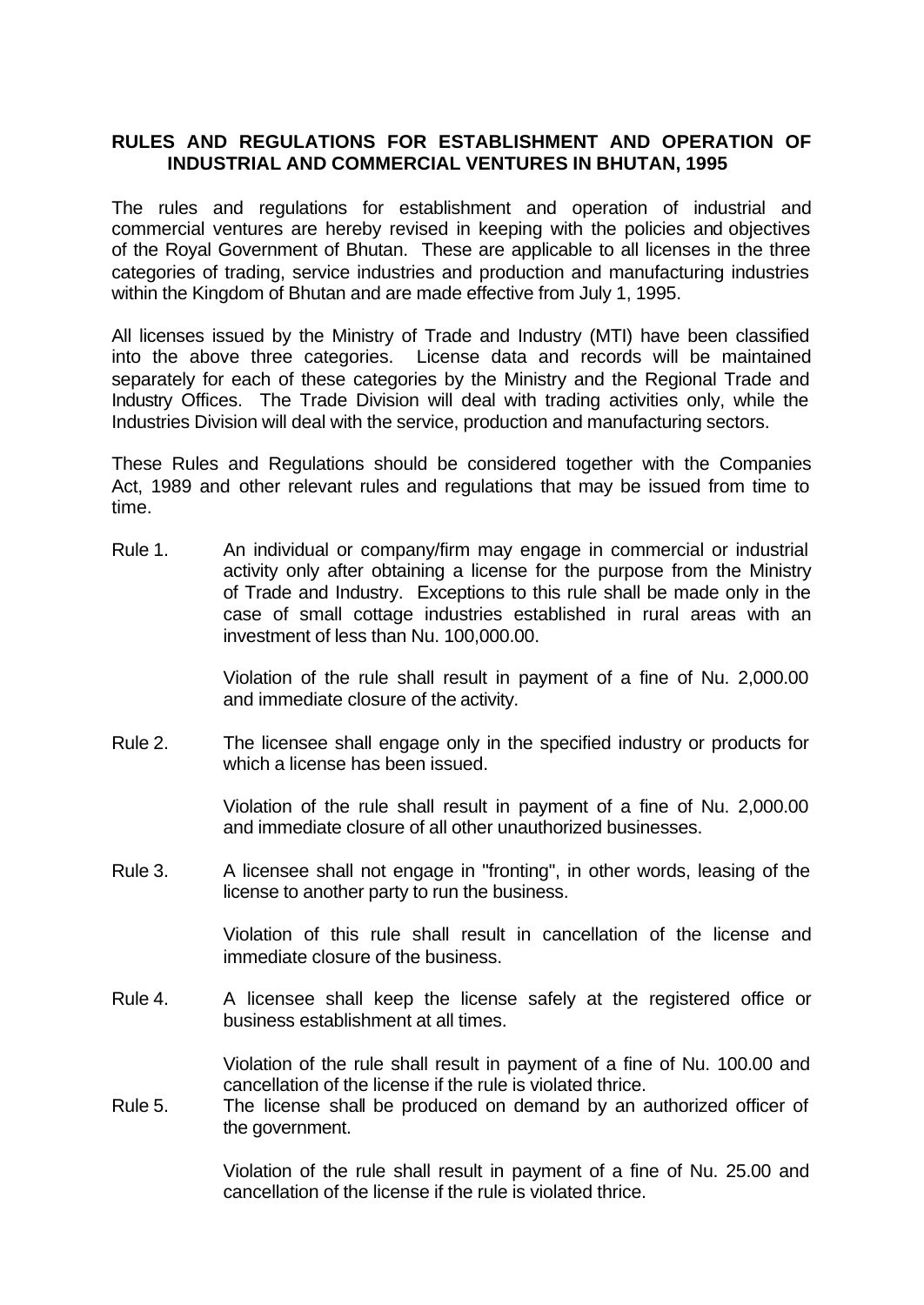**RULES AND REGULATIONS FOR ESTABLISHMENT AND OPERATION OF INDUSTRIAL AND COMMERCIAL VENTURES IN BHUTAN, 1995**

The rules and regulations for establishment and operation of industrial and commercial ventures are hereby revised in keeping with the policies and objectives of the Royal Government of Bhutan. These are applicable to all licenses in the three categories of trading, service industries and production and manufacturing industries within the Kingdom of Bhutan and are made effective from July 1, 1995.

All licenses issued by the Ministry of Trade and Industry (MTI) have been classified into the above three categories. License data and records will be maintained separately for each of these categories by the Ministry and the Regional Trade and Industry Offices. The Trade Division will deal with trading activities only, while the Industries Division will deal with the service, production and manufacturing sectors.

These Rules and Regulations should be considered together with the Companies Act, 1989 and other relevant rules and regulations that may be issued from time to time.

Rule 1. An individual or company/firm may engage in commercial or industrial activity only after obtaining a license for the purpose from the Ministry of Trade and Industry. Exceptions to this rule shall be made only in the case of small cottage industries established in rural areas with an investment of less than Nu. 100,000.00.

Violation of the rule shall result in payment of a fine of Nu. 2,000.00 and immediate closure of the activity.

Rule 2. The licensee shall engage only in the specified industry or products for which a license has been issued.

Violation of the rule shall result in payment of a fine of Nu. 2,000.00 and immediate closure of all other unauthorized businesses.

Rule 3. A licensee shall not engage in "fronting", in other words, leasing of the license to another party to run the business.

Violation of this rule shall result in cancellation of the license and immediate closure of the business.

Rule 4. A licensee shall keep the license safely at the registered office or business establishment at all times.

Violation of the rule shall result in payment of a fine of Nu. 100.00 and cancellation of the license if the rule is violated thrice.

Rule 5. The license shall be produced on demand by an authorized officer of the government.

Violation of the rule shall result in payment of a fine of Nu. 25.00 and cancellation of the license if the rule is violated thrice.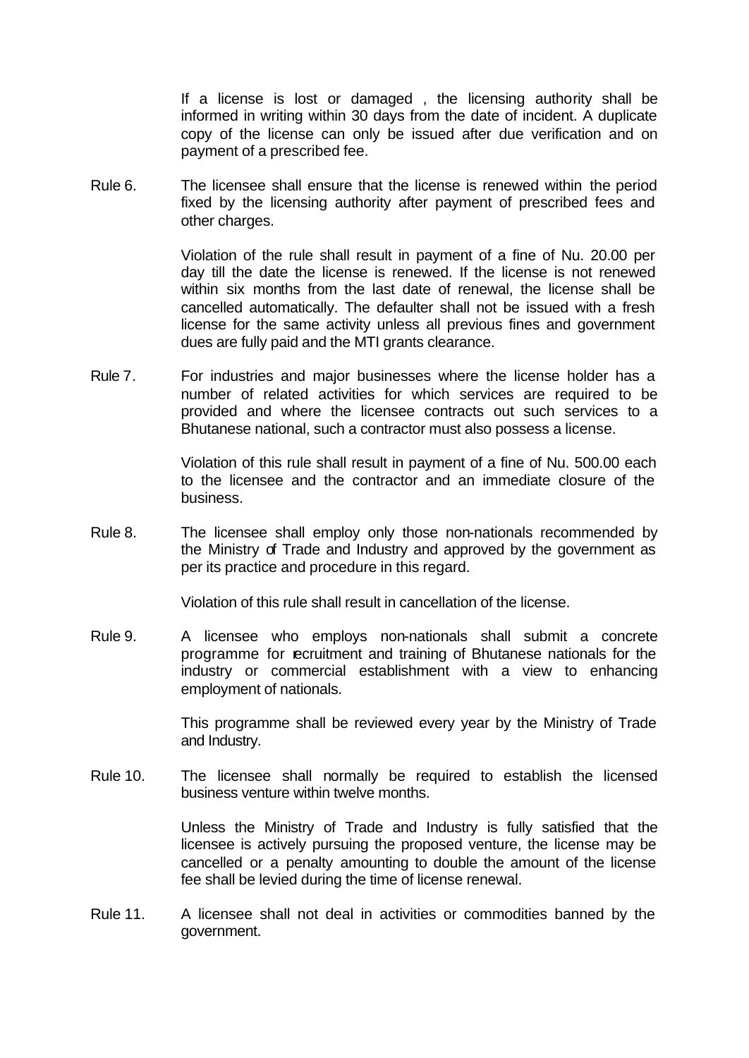If a license is lost or damaged , the licensing authority shall be informed in writing within 30 days from the date of incident. A duplicate copy of the license can only be issued after due verification and on payment of a prescribed fee.

Rule 6. The licensee shall ensure that the license is renewed within the period fixed by the licensing authority after payment of prescribed fees and other charges.

Violation of the rule shall result in payment of a fine of Nu. 20.00 per day till the date the license is renewed. If the license is not renewed within six months from the last date of renewal, the license shall be cancelled automatically. The defaulter shall not be issued with a fresh license for the same activity unless all previous fines and government dues are fully paid and the MTI grants clearance.

Rule 7. For industries and major businesses where the license holder has a number of related activities for which services are required to be provided and where the licensee contracts out such services to a Bhutanese national, such a contractor must also possess a license.

Violation of this rule shall result in payment of a fine of Nu. 500.00 each to the licensee and the contractor and an immediate closure of the business.

Rule 8. The licensee shall employ only those non-nationals recommended by the Ministry of Trade and Industry and approved by the government as per its practice and procedure in this regard.

Violation of this rule shall result in cancellation of the license.

Rule 9. A licensee who employs non-nationals shall submit a concrete programme for recruitment and training of Bhutanese nationals for the industry or commercial establishment with a view to enhancing employment of nationals.

This programme shall be reviewed every year by the Ministry of Trade and Industry.

Rule 10. The licensee shall normally be required to establish the licensed business venture within twelve months.

Unless the Ministry of Trade and Industry is fully satisfied that the licensee is actively pursuing the proposed venture, the license may be cancelled or a penalty amounting to double the amount of the license fee shall be levied during the time of license renewal.

Rule 11. A licensee shall not deal in activities or commodities banned by the government.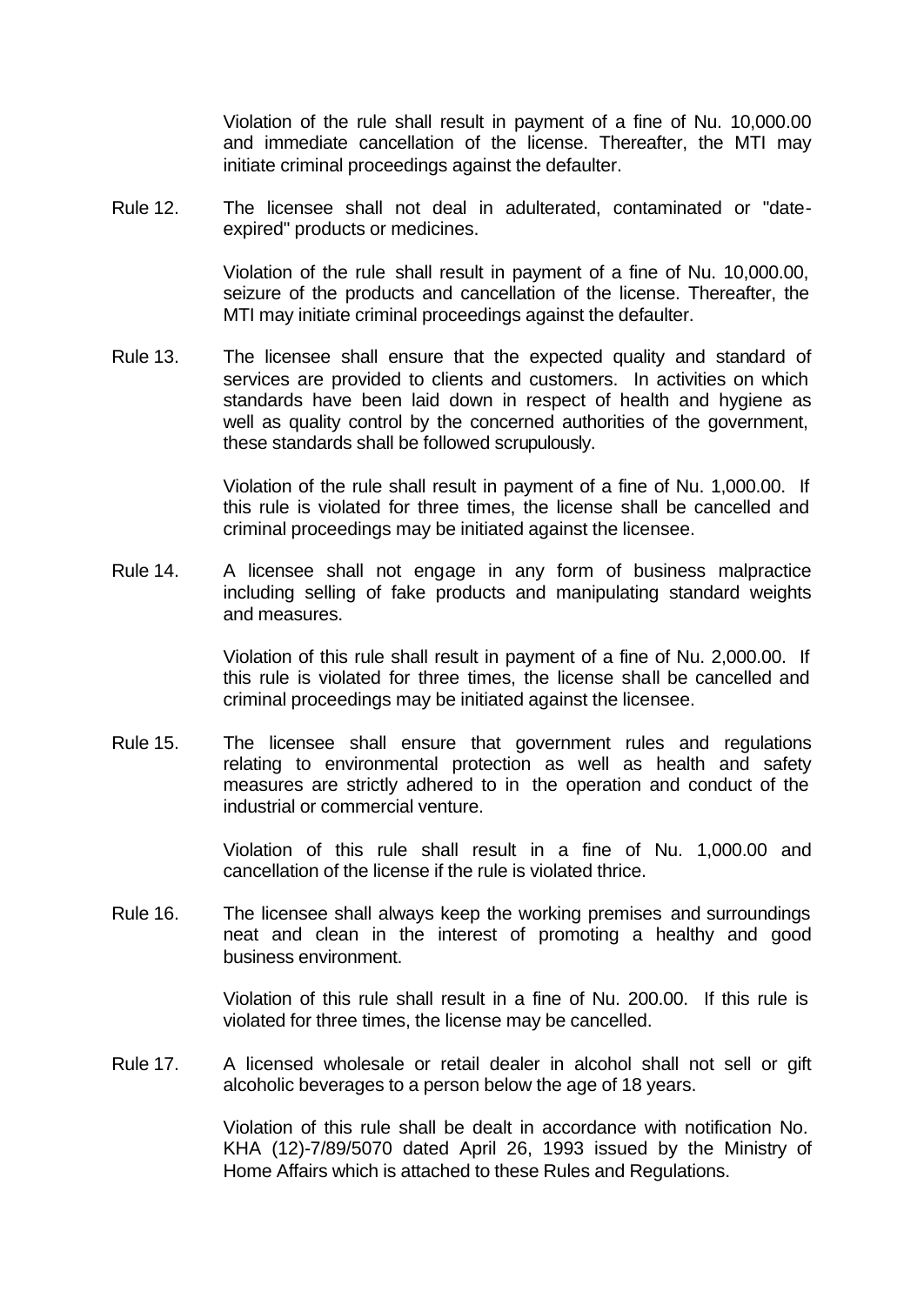Violation of the rule shall result in payment of a fine of Nu. 10,000.00 and immediate cancellation of the license. Thereafter, the MTI may initiate criminal proceedings against the defaulter.

Rule 12. The licensee shall not deal in adulterated, contaminated or "date-expired" products or medicines.

Violation of the rule shall result in payment of a fine of Nu. 10,000.00, seizure of the products and cancellation of the license. Thereafter, the MTI may initiate criminal proceedings against the defaulter.

Rule 13. The licensee shall ensure that the expected quality and standard of services are provided to clients and customers. In activities on which standards have been laid down in respect of health and hygiene as well as quality control by the concerned authorities of the government, these standards shall be followed scrupulously.

Violation of the rule shall result in payment of a fine of Nu. 1,000.00. If this rule is violated for three times, the license shall be cancelled and criminal proceedings may be initiated against the licensee.

Rule 14. A licensee shall not engage in any form of business malpractice including selling of fake products and manipulating standard weights and measures.

Violation of this rule shall result in payment of a fine of Nu. 2,000.00. If this rule is violated for three times, the license shall be cancelled and criminal proceedings may be initiated against the licensee.

Rule 15. The licensee shall ensure that government rules and regulations relating to environmental protection as well as health and safety measures are strictly adhered to in the operation and conduct of the industrial or commercial venture.

Violation of this rule shall result in a fine of Nu. 1,000.00 and cancellation of the license if the rule is violated thrice.

Rule 16. The licensee shall always keep the working premises and surroundings neat and clean in the interest of promoting a healthy and good business environment.

Violation of this rule shall result in a fine of Nu. 200.00. If this rule is violated for three times, the license may be cancelled.

Rule 17. A licensed wholesale or retail dealer in alcohol shall not sell or gift alcoholic beverages to a person below the age of 18 years.

Violation of this rule shall be dealt in accordance with notification No. KHA (12)-7/89/5070 dated April 26, 1993 issued by the Ministry of Home Affairs which is attached to these Rules and Regulations.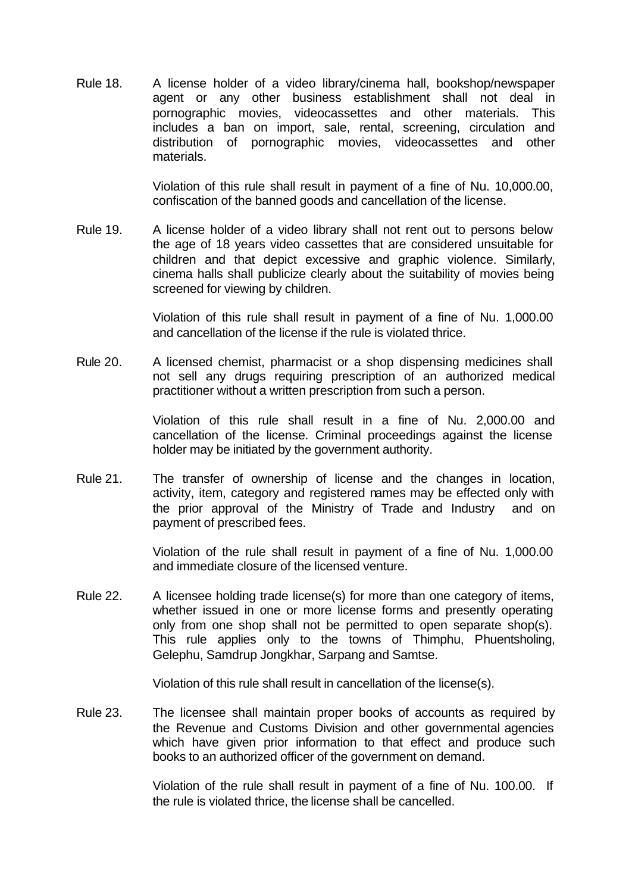Rule 18. A license holder of a video library/cinema hall, bookshop/newspaper agent or any other business establishment shall not deal in pornographic movies, videocassettes and other materials. This includes a ban on import, sale, rental, screening, circulation and distribution of pornographic movies, videocassettes and other materials.

Violation of this rule shall result in payment of a fine of Nu. 10,000.00, confiscation of the banned goods and cancellation of the license.

Rule 19. A license holder of a video library shall not rent out to persons below the age of 18 years video cassettes that are considered unsuitable for children and that depict excessive and graphic violence. Similarly, cinema halls shall publicize clearly about the suitability of movies being screened for viewing by children.

Violation of this rule shall result in payment of a fine of Nu. 1,000.00 and cancellation of the license if the rule is violated thrice.

Rule 20. A licensed chemist, pharmacist or a shop dispensing medicines shall not sell any drugs requiring prescription of an authorized medical practitioner without a written prescription from such a person.

Violation of this rule shall result in a fine of Nu. 2,000.00 and cancellation of the license. Criminal proceedings against the license holder may be initiated by the government authority.

Rule 21. The transfer of ownership of license and the changes in location, activity, item, category and registered names may be effected only with the prior approval of the Ministry of Trade and Industry and on payment of prescribed fees.

Violation of the rule shall result in payment of a fine of Nu. 1,000.00 and immediate closure of the licensed venture.

Rule 22. A licensee holding trade license(s) for more than one category of items, whether issued in one or more license forms and presently operating only from one shop shall not be permitted to open separate shop(s). This rule applies only to the towns of Thimphu, Phuentsholing, Gelephu, Samdrup Jongkhar, Sarpang and Samtse.

Violation of this rule shall result in cancellation of the license(s).

Rule 23. The licensee shall maintain proper books of accounts as required by the Revenue and Customs Division and other governmental agencies which have given prior information to that effect and produce such books to an authorized officer of the government on demand.

Violation of the rule shall result in payment of a fine of Nu. 100.00. If the rule is violated thrice, the license shall be cancelled.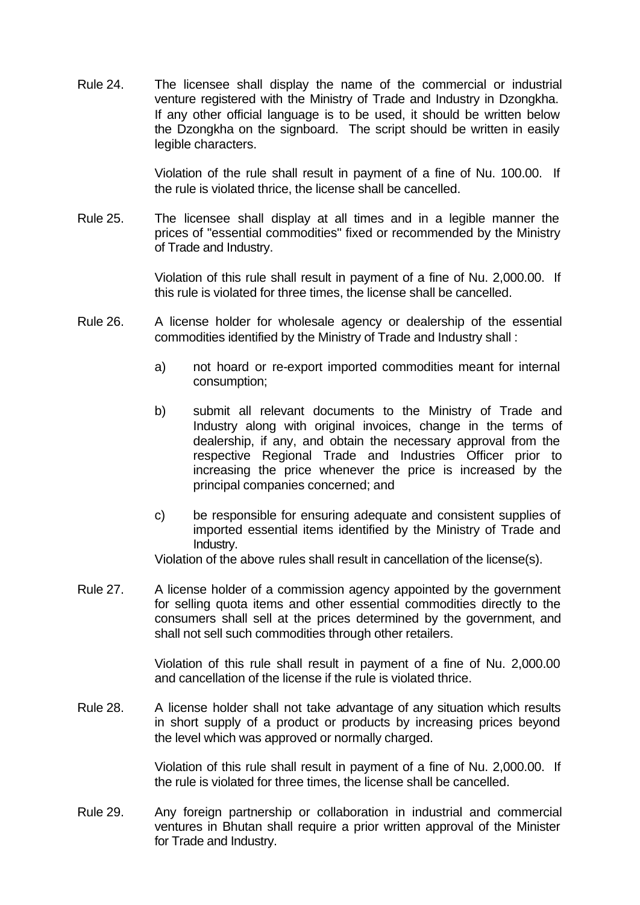Rule 24. The licensee shall display the name of the commercial or industrial venture registered with the Ministry of Trade and Industry in Dzongkha. If any other official language is to be used, it should be written below the Dzongkha on the signboard. The script should be written in easily legible characters.

Violation of the rule shall result in payment of a fine of Nu. 100.00. If the rule is violated thrice, the license shall be cancelled.

Rule 25. The licensee shall display at all times and in a legible manner the prices of "essential commodities" fixed or recommended by the Ministry of Trade and Industry.

Violation of this rule shall result in payment of a fine of Nu. 2,000.00. If this rule is violated for three times, the license shall be cancelled.

Rule 26. A license holder for wholesale agency or dealership of the essential commodities identified by the Ministry of Trade and Industry shall :

a) not hoard or re-export imported commodities meant for internal consumption;

b) submit all relevant documents to the Ministry of Trade and Industry along with original invoices, change in the terms of dealership, if any, and obtain the necessary approval from the respective Regional Trade and Industries Officer prior to increasing the price whenever the price is increased by the principal companies concerned; and

c) be responsible for ensuring adequate and consistent supplies of imported essential items identified by the Ministry of Trade and Industry.

Violation of the above rules shall result in cancellation of the license(s).

Rule 27. A license holder of a commission agency appointed by the government for selling quota items and other essential commodities directly to the consumers shall sell at the prices determined by the government, and shall not sell such commodities through other retailers.

Violation of this rule shall result in payment of a fine of Nu. 2,000.00 and cancellation of the license if the rule is violated thrice.

Rule 28. A license holder shall not take advantage of any situation which results in short supply of a product or products by increasing prices beyond the level which was approved or normally charged.

Violation of this rule shall result in payment of a fine of Nu. 2,000.00. If the rule is violated for three times, the license shall be cancelled.

Rule 29. Any foreign partnership or collaboration in industrial and commercial ventures in Bhutan shall require a prior written approval of the Minister for Trade and Industry.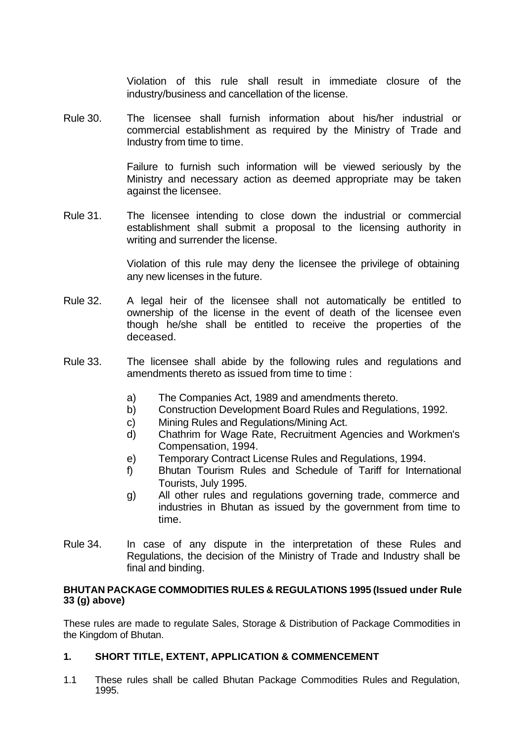Violation of this rule shall result in immediate closure of the industry/business and cancellation of the license.

Rule 30. The licensee shall furnish information about his/her industrial or commercial establishment as required by the Ministry of Trade and Industry from time to time.

Failure to furnish such information will be viewed seriously by the Ministry and necessary action as deemed appropriate may be taken against the licensee.

Rule 31. The licensee intending to close down the industrial or commercial establishment shall submit a proposal to the licensing authority in writing and surrender the license.

Violation of this rule may deny the licensee the privilege of obtaining any new licenses in the future.

Rule 32. A legal heir of the licensee shall not automatically be entitled to ownership of the license in the event of death of the licensee even though he/she shall be entitled to receive the properties of the deceased.

Rule 33. The licensee shall abide by the following rules and regulations and amendments thereto as issued from time to time :

a) The Companies Act, 1989 and amendments thereto.
b) Construction Development Board Rules and Regulations, 1992.
c) Mining Rules and Regulations/Mining Act.
d) Chathrim for Wage Rate, Recruitment Agencies and Workmen's Compensation, 1994.
e) Temporary Contract License Rules and Regulations, 1994.
f) Bhutan Tourism Rules and Schedule of Tariff for International Tourists, July 1995.
g) All other rules and regulations governing trade, commerce and industries in Bhutan as issued by the government from time to time.

Rule 34. In case of any dispute in the interpretation of these Rules and Regulations, the decision of the Ministry of Trade and Industry shall be final and binding.

**BHUTAN PACKAGE COMMODITIES RULES & REGULATIONS 1995 (Issued under Rule 33 (g) above)**

These rules are made to regulate Sales, Storage & Distribution of Package Commodities in the Kingdom of Bhutan.

**1. SHORT TITLE, EXTENT, APPLICATION & COMMENCEMENT**

1.1 These rules shall be called Bhutan Package Commodities Rules and Regulation, 1995.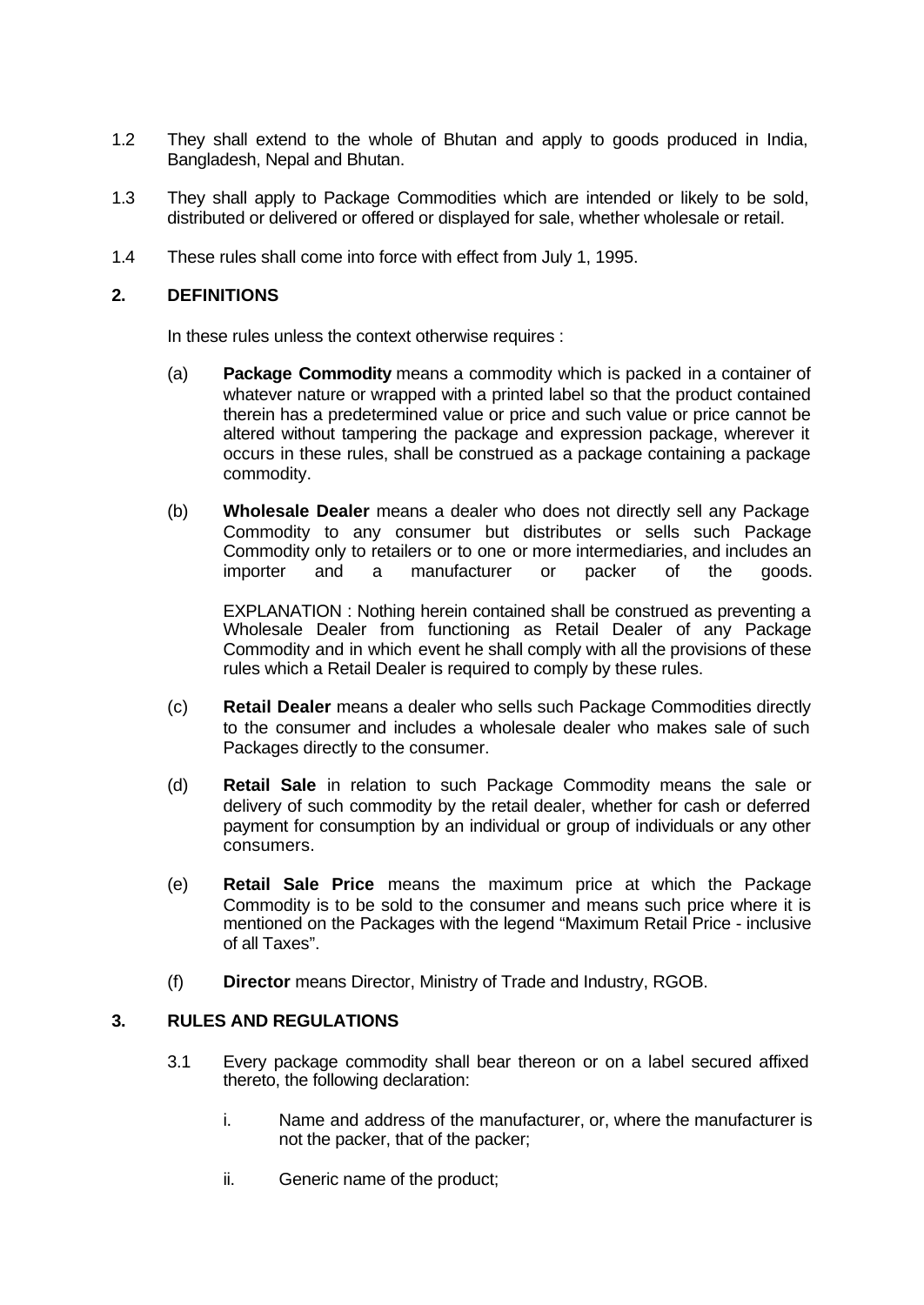1.2 They shall extend to the whole of Bhutan and apply to goods produced in India, Bangladesh, Nepal and Bhutan.

1.3 They shall apply to Package Commodities which are intended or likely to be sold, distributed or delivered or offered or displayed for sale, whether wholesale or retail.

1.4 These rules shall come into force with effect from July 1, 1995.

## 2. DEFINITIONS

In these rules unless the context otherwise requires :

(a) **Package Commodity** means a commodity which is packed in a container of whatever nature or wrapped with a printed label so that the product contained therein has a predetermined value or price and such value or price cannot be altered without tampering the package and expression package, wherever it occurs in these rules, shall be construed as a package containing a package commodity.

(b) **Wholesale Dealer** means a dealer who does not directly sell any Package Commodity to any consumer but distributes or sells such Package Commodity only to retailers or to one or more intermediaries, and includes an importer and a manufacturer or packer of the goods.

EXPLANATION : Nothing herein contained shall be construed as preventing a Wholesale Dealer from functioning as Retail Dealer of any Package Commodity and in which event he shall comply with all the provisions of these rules which a Retail Dealer is required to comply by these rules.

(c) **Retail Dealer** means a dealer who sells such Package Commodities directly to the consumer and includes a wholesale dealer who makes sale of such Packages directly to the consumer.

(d) **Retail Sale** in relation to such Package Commodity means the sale or delivery of such commodity by the retail dealer, whether for cash or deferred payment for consumption by an individual or group of individuals or any other consumers.

(e) **Retail Sale Price** means the maximum price at which the Package Commodity is to be sold to the consumer and means such price where it is mentioned on the Packages with the legend "Maximum Retail Price - inclusive of all Taxes".

(f) **Director** means Director, Ministry of Trade and Industry, RGOB.

## 3. RULES AND REGULATIONS

3.1 Every package commodity shall bear thereon or on a label secured affixed thereto, the following declaration:

i. Name and address of the manufacturer, or, where the manufacturer is not the packer, that of the packer;

ii. Generic name of the product;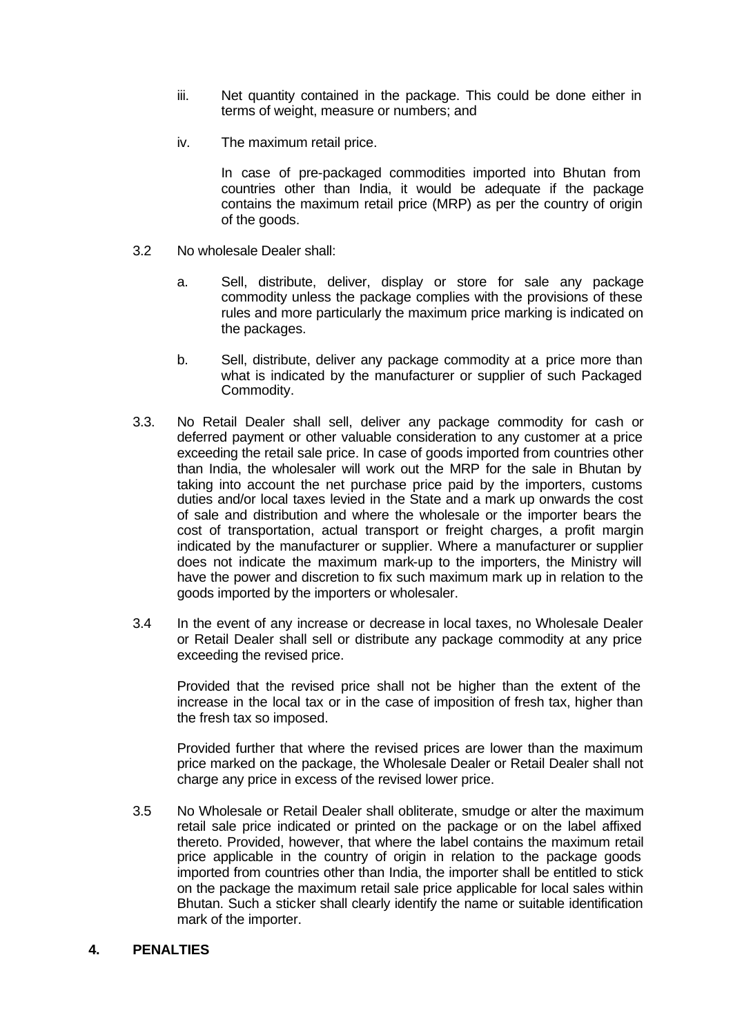iii. Net quantity contained in the package. This could be done either in terms of weight, measure or numbers; and

iv. The maximum retail price.

In case of pre-packaged commodities imported into Bhutan from countries other than India, it would be adequate if the package contains the maximum retail price (MRP) as per the country of origin of the goods.

3.2 No wholesale Dealer shall:

a. Sell, distribute, deliver, display or store for sale any package commodity unless the package complies with the provisions of these rules and more particularly the maximum price marking is indicated on the packages.

b. Sell, distribute, deliver any package commodity at a price more than what is indicated by the manufacturer or supplier of such Packaged Commodity.

3.3. No Retail Dealer shall sell, deliver any package commodity for cash or deferred payment or other valuable consideration to any customer at a price exceeding the retail sale price. In case of goods imported from countries other than India, the wholesaler will work out the MRP for the sale in Bhutan by taking into account the net purchase price paid by the importers, customs duties and/or local taxes levied in the State and a mark up onwards the cost of sale and distribution and where the wholesale or the importer bears the cost of transportation, actual transport or freight charges, a profit margin indicated by the manufacturer or supplier. Where a manufacturer or supplier does not indicate the maximum mark-up to the importers, the Ministry will have the power and discretion to fix such maximum mark up in relation to the goods imported by the importers or wholesaler.

3.4 In the event of any increase or decrease in local taxes, no Wholesale Dealer or Retail Dealer shall sell or distribute any package commodity at any price exceeding the revised price.

Provided that the revised price shall not be higher than the extent of the increase in the local tax or in the case of imposition of fresh tax, higher than the fresh tax so imposed.

Provided further that where the revised prices are lower than the maximum price marked on the package, the Wholesale Dealer or Retail Dealer shall not charge any price in excess of the revised lower price.

3.5 No Wholesale or Retail Dealer shall obliterate, smudge or alter the maximum retail sale price indicated or printed on the package or on the label affixed thereto. Provided, however, that where the label contains the maximum retail price applicable in the country of origin in relation to the package goods imported from countries other than India, the importer shall be entitled to stick on the package the maximum retail sale price applicable for local sales within Bhutan. Such a sticker shall clearly identify the name or suitable identification mark of the importer.

## 4. PENALTIES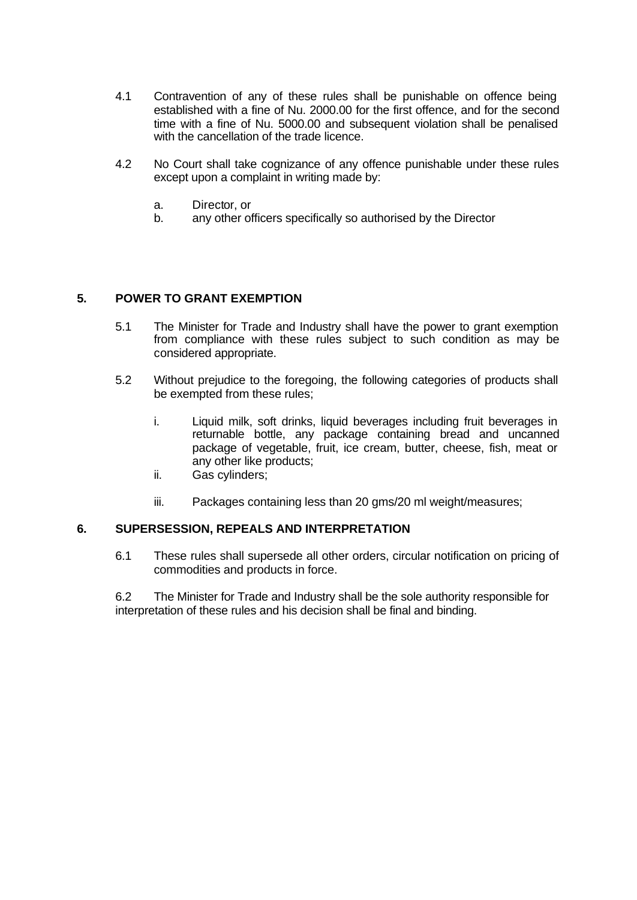4.1 Contravention of any of these rules shall be punishable on offence being established with a fine of Nu. 2000.00 for the first offence, and for the second time with a fine of Nu. 5000.00 and subsequent violation shall be penalised with the cancellation of the trade licence.

4.2 No Court shall take cognizance of any offence punishable under these rules except upon a complaint in writing made by:

a. Director, or
b. any other officers specifically so authorised by the Director

## 5. POWER TO GRANT EXEMPTION

5.1 The Minister for Trade and Industry shall have the power to grant exemption from compliance with these rules subject to such condition as may be considered appropriate.

5.2 Without prejudice to the foregoing, the following categories of products shall be exempted from these rules;

i. Liquid milk, soft drinks, liquid beverages including fruit beverages in returnable bottle, any package containing bread and uncanned package of vegetable, fruit, ice cream, butter, cheese, fish, meat or any other like products;
ii. Gas cylinders;
iii. Packages containing less than 20 gms/20 ml weight/measures;

## 6. SUPERSESSION, REPEALS AND INTERPRETATION

6.1 These rules shall supersede all other orders, circular notification on pricing of commodities and products in force.

6.2 The Minister for Trade and Industry shall be the sole authority responsible for interpretation of these rules and his decision shall be final and binding.